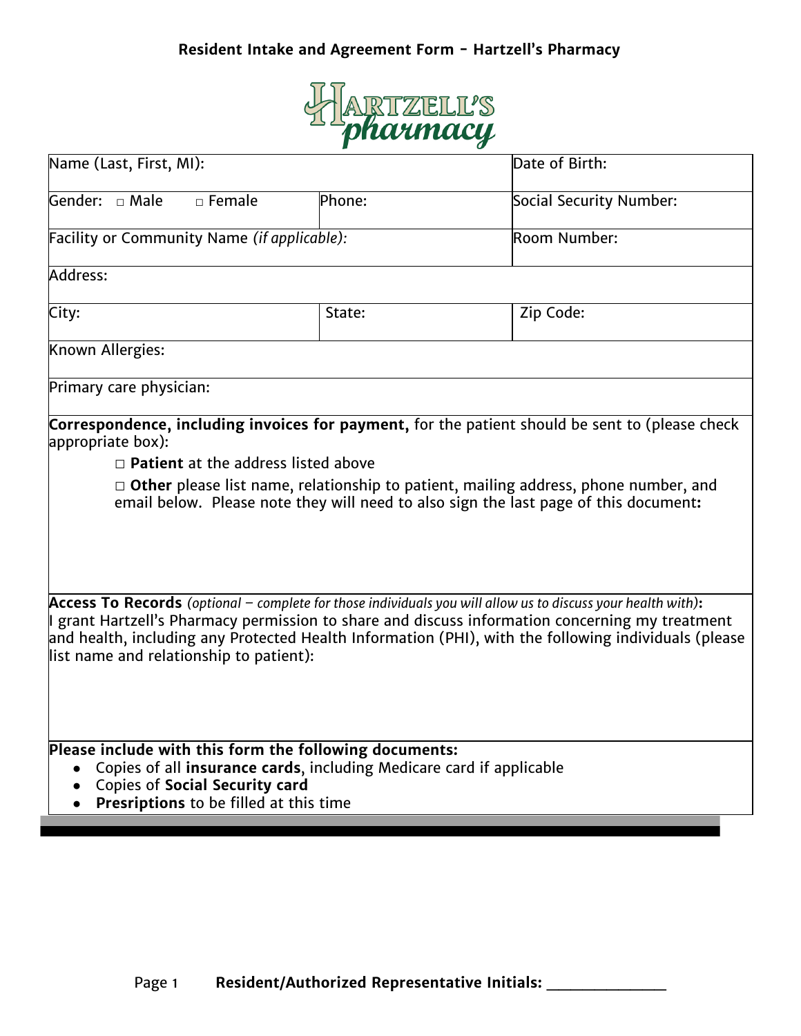# Resident Intake and Agreement Form - Hartzell's Pharmacy

| Name (Last, First, MI): | | Date of Birth: |
|---|---|---|
| Gender: □ Male □ Female | Phone: | Social Security Number: |
| Facility or Community Name *(if applicable)*: | | Room Number: |
| Address: | | |
| City: | State: | Zip Code: |
| Known Allergies: | | |
| Primary care physician: | | |

**Correspondence, including invoices for payment,** for the patient should be sent to (please check appropriate box):

□ **Patient** at the address listed above

□ **Other** please list name, relationship to patient, mailing address, phone number, and email below. Please note they will need to also sign the last page of this document**:**

**Access To Records** *(optional – complete for those individuals you will allow us to discuss your health with)***:**
I grant Hartzell's Pharmacy permission to share and discuss information concerning my treatment and health, including any Protected Health Information (PHI), with the following individuals (please list name and relationship to patient):

**Please include with this form the following documents:**

- Copies of all **insurance cards**, including Medicare card if applicable
- Copies of **Social Security card**
- **Presriptions** to be filled at this time

**Resident/Authorized Representative Initials: _______________**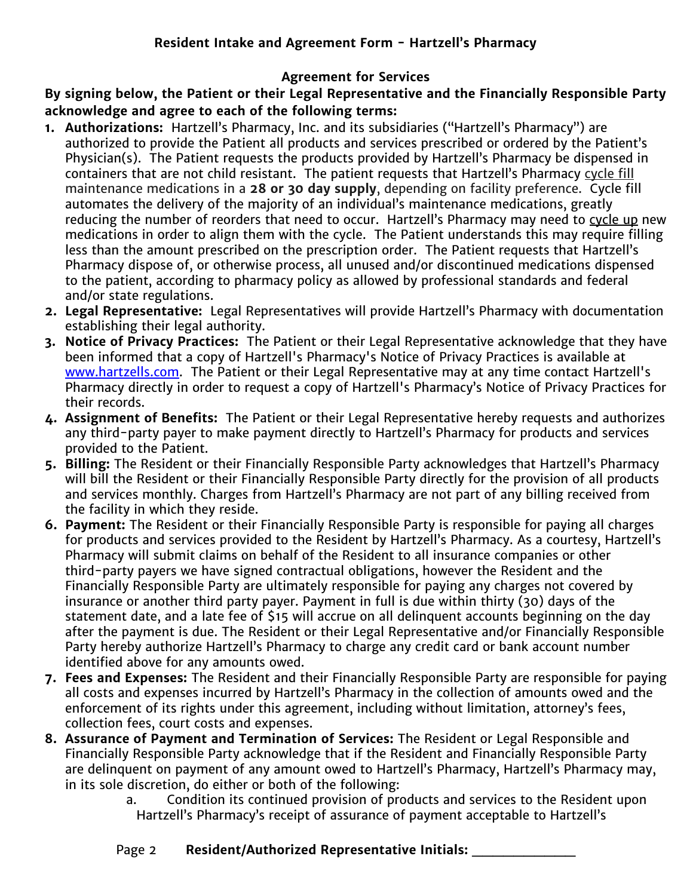## Resident Intake and Agreement Form - Hartzell's Pharmacy

### Agreement for Services

**By signing below, the Patient or their Legal Representative and the Financially Responsible Party acknowledge and agree to each of the following terms:**

1. **Authorizations:** Hartzell's Pharmacy, Inc. and its subsidiaries ("Hartzell's Pharmacy") are authorized to provide the Patient all products and services prescribed or ordered by the Patient's Physician(s). The Patient requests the products provided by Hartzell's Pharmacy be dispensed in containers that are not child resistant. The patient requests that Hartzell's Pharmacy <u>cycle fill</u> maintenance medications in a **28 or 30 day supply**, depending on facility preference. Cycle fill automates the delivery of the majority of an individual's maintenance medications, greatly reducing the number of reorders that need to occur. Hartzell's Pharmacy may need to <u>cycle up</u> new medications in order to align them with the cycle. The Patient understands this may require filling less than the amount prescribed on the prescription order. The Patient requests that Hartzell's Pharmacy dispose of, or otherwise process, all unused and/or discontinued medications dispensed to the patient, according to pharmacy policy as allowed by professional standards and federal and/or state regulations.
2. **Legal Representative:** Legal Representatives will provide Hartzell's Pharmacy with documentation establishing their legal authority.
3. **Notice of Privacy Practices:** The Patient or their Legal Representative acknowledge that they have been informed that a copy of Hartzell's Pharmacy's Notice of Privacy Practices is available at [www.hartzells.com](http://www.hartzells.com). The Patient or their Legal Representative may at any time contact Hartzell's Pharmacy directly in order to request a copy of Hartzell's Pharmacy's Notice of Privacy Practices for their records.
4. **Assignment of Benefits:** The Patient or their Legal Representative hereby requests and authorizes any third-party payer to make payment directly to Hartzell's Pharmacy for products and services provided to the Patient.
5. **Billing:** The Resident or their Financially Responsible Party acknowledges that Hartzell's Pharmacy will bill the Resident or their Financially Responsible Party directly for the provision of all products and services monthly. Charges from Hartzell's Pharmacy are not part of any billing received from the facility in which they reside.
6. **Payment:** The Resident or their Financially Responsible Party is responsible for paying all charges for products and services provided to the Resident by Hartzell's Pharmacy. As a courtesy, Hartzell's Pharmacy will submit claims on behalf of the Resident to all insurance companies or other third-party payers we have signed contractual obligations, however the Resident and the Financially Responsible Party are ultimately responsible for paying any charges not covered by insurance or another third party payer. Payment in full is due within thirty (30) days of the statement date, and a late fee of $15 will accrue on all delinquent accounts beginning on the day after the payment is due. The Resident or their Legal Representative and/or Financially Responsible Party hereby authorize Hartzell's Pharmacy to charge any credit card or bank account number identified above for any amounts owed.
7. **Fees and Expenses:** The Resident and their Financially Responsible Party are responsible for paying all costs and expenses incurred by Hartzell's Pharmacy in the collection of amounts owed and the enforcement of its rights under this agreement, including without limitation, attorney's fees, collection fees, court costs and expenses.
8. **Assurance of Payment and Termination of Services:** The Resident or Legal Responsible and Financially Responsible Party acknowledge that if the Resident and Financially Responsible Party are delinquent on payment of any amount owed to Hartzell's Pharmacy, Hartzell's Pharmacy may, in its sole discretion, do either or both of the following:
   a. Condition its continued provision of products and services to the Resident upon Hartzell's Pharmacy's receipt of assurance of payment acceptable to Hartzell's

**Resident/Authorized Representative Initials: ______________**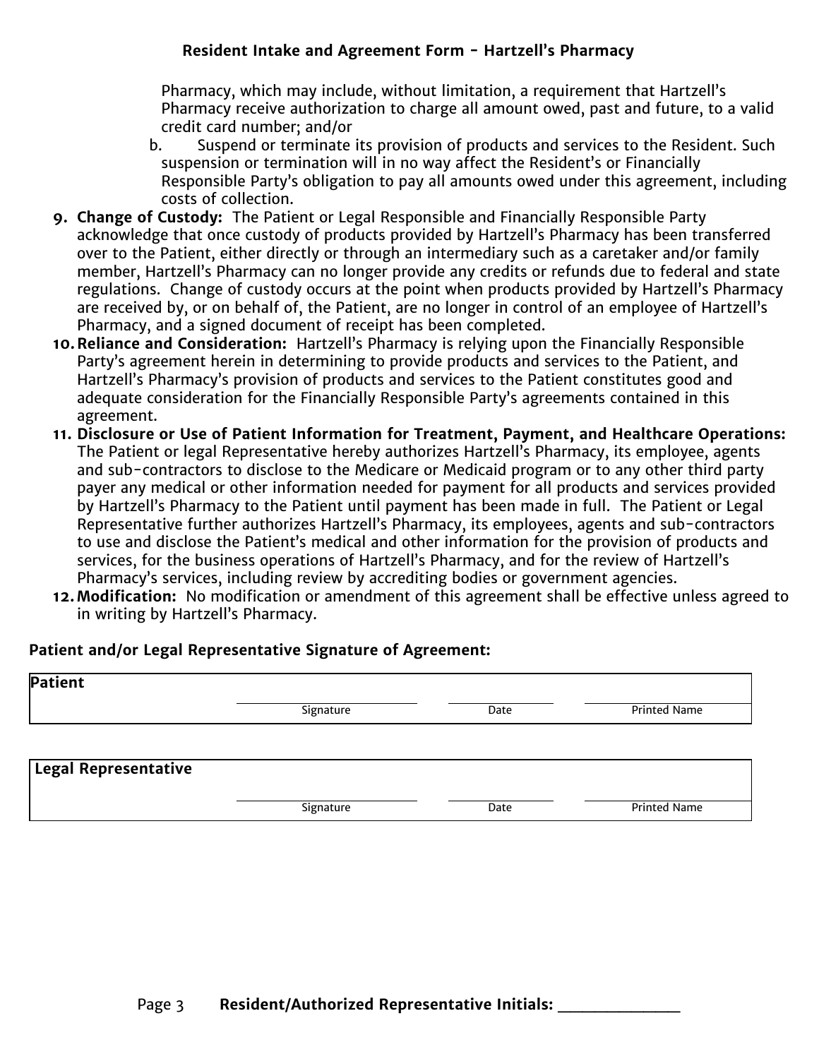Pharmacy, which may include, without limitation, a requirement that Hartzell's Pharmacy receive authorization to charge all amount owed, past and future, to a valid credit card number; and/or

b. Suspend or terminate its provision of products and services to the Resident. Such suspension or termination will in no way affect the Resident's or Financially Responsible Party's obligation to pay all amounts owed under this agreement, including costs of collection.

9. **Change of Custody:** The Patient or Legal Responsible and Financially Responsible Party acknowledge that once custody of products provided by Hartzell's Pharmacy has been transferred over to the Patient, either directly or through an intermediary such as a caretaker and/or family member, Hartzell's Pharmacy can no longer provide any credits or refunds due to federal and state regulations. Change of custody occurs at the point when products provided by Hartzell's Pharmacy are received by, or on behalf of, the Patient, are no longer in control of an employee of Hartzell's Pharmacy, and a signed document of receipt has been completed.
10. **Reliance and Consideration:** Hartzell's Pharmacy is relying upon the Financially Responsible Party's agreement herein in determining to provide products and services to the Patient, and Hartzell's Pharmacy's provision of products and services to the Patient constitutes good and adequate consideration for the Financially Responsible Party's agreements contained in this agreement.
11. **Disclosure or Use of Patient Information for Treatment, Payment, and Healthcare Operations:** The Patient or legal Representative hereby authorizes Hartzell's Pharmacy, its employee, agents and sub-contractors to disclose to the Medicare or Medicaid program or to any other third party payer any medical or other information needed for payment for all products and services provided by Hartzell's Pharmacy to the Patient until payment has been made in full. The Patient or Legal Representative further authorizes Hartzell's Pharmacy, its employees, agents and sub-contractors to use and disclose the Patient's medical and other information for the provision of products and services, for the business operations of Hartzell's Pharmacy, and for the review of Hartzell's Pharmacy's services, including review by accrediting bodies or government agencies.
12. **Modification:** No modification or amendment of this agreement shall be effective unless agreed to in writing by Hartzell's Pharmacy.

**Patient and/or Legal Representative Signature of Agreement:**

| | | | |
|---|---|---|---|
| **Patient** | | | |
| | Signature | Date | Printed Name |

| | | | |
|---|---|---|---|
| **Legal Representative** | | | |
| | Signature | Date | Printed Name |

**Resident/Authorized Representative Initials:** ______________